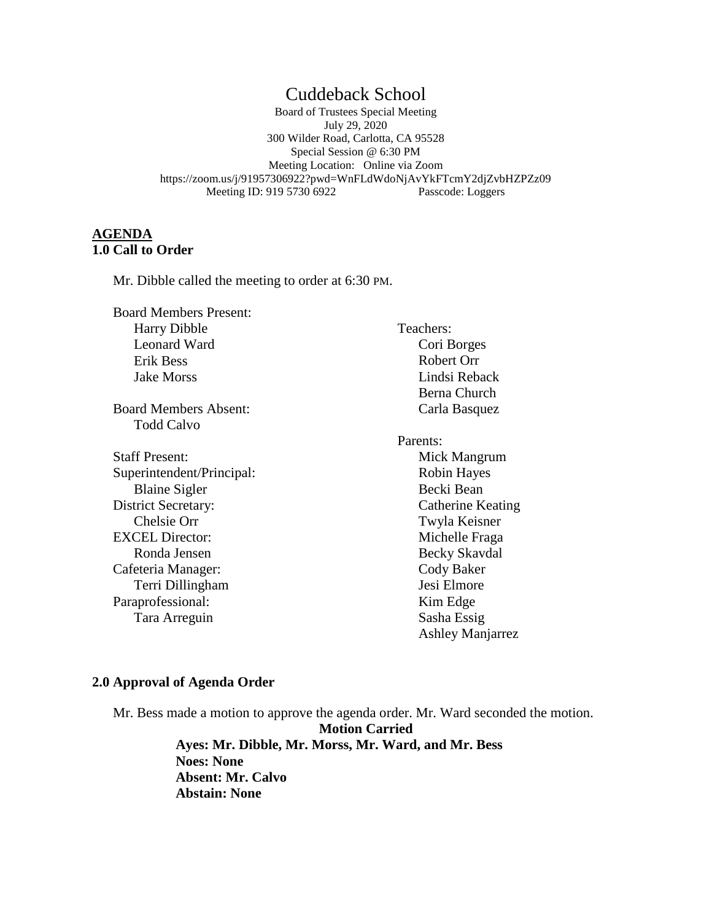# Cuddeback School

Board of Trustees Special Meeting
July 29, 2020
300 Wilder Road, Carlotta, CA 95528
Special Session @ 6:30 PM
Meeting Location: Online via Zoom
https://zoom.us/j/91957306922?pwd=WnFLdWdoNjAvYkFTcmY2djZvbHZPZz09
Meeting ID: 919 5730 6922 Passcode: Loggers

## AGENDA

### 1.0 Call to Order

Mr. Dibble called the meeting to order at 6:30 PM.

Board Members Present:
- Harry Dibble
- Leonard Ward
- Erik Bess
- Jake Morss

Board Members Absent:
- Todd Calvo

Staff Present:

Superintendent/Principal:
- Blaine Sigler

District Secretary:
- Chelsie Orr

EXCEL Director:
- Ronda Jensen

Cafeteria Manager:
- Terri Dillingham

Paraprofessional:
- Tara Arreguin

Teachers:
- Cori Borges
- Robert Orr
- Lindsi Reback
- Berna Church
- Carla Basquez

Parents:
- Mick Mangrum
- Robin Hayes
- Becki Bean
- Catherine Keating
- Twyla Keisner
- Michelle Fraga
- Becky Skavdal
- Cody Baker
- Jesi Elmore
- Kim Edge
- Sasha Essig
- Ashley Manjarrez

### 2.0 Approval of Agenda Order

Mr. Bess made a motion to approve the agenda order. Mr. Ward seconded the motion.

**Motion Carried**
**Ayes: Mr. Dibble, Mr. Morss, Mr. Ward, and Mr. Bess**
**Noes: None**
**Absent: Mr. Calvo**
**Abstain: None**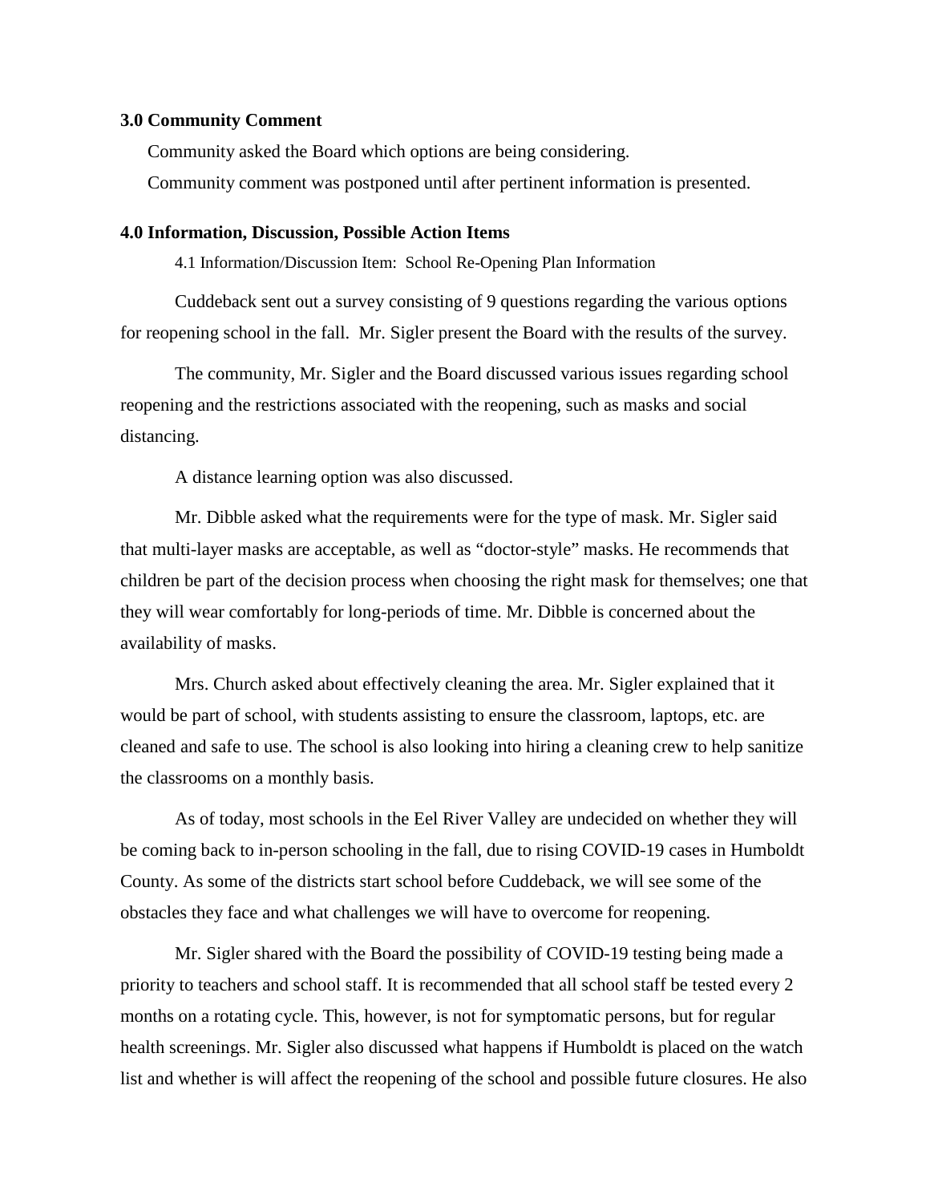**3.0 Community Comment**

Community asked the Board which options are being considering.

Community comment was postponed until after pertinent information is presented.

**4.0 Information, Discussion, Possible Action Items**

4.1 Information/Discussion Item: School Re-Opening Plan Information

Cuddeback sent out a survey consisting of 9 questions regarding the various options for reopening school in the fall. Mr. Sigler present the Board with the results of the survey.

The community, Mr. Sigler and the Board discussed various issues regarding school reopening and the restrictions associated with the reopening, such as masks and social distancing.

A distance learning option was also discussed.

Mr. Dibble asked what the requirements were for the type of mask. Mr. Sigler said that multi-layer masks are acceptable, as well as "doctor-style" masks. He recommends that children be part of the decision process when choosing the right mask for themselves; one that they will wear comfortably for long-periods of time. Mr. Dibble is concerned about the availability of masks.

Mrs. Church asked about effectively cleaning the area. Mr. Sigler explained that it would be part of school, with students assisting to ensure the classroom, laptops, etc. are cleaned and safe to use. The school is also looking into hiring a cleaning crew to help sanitize the classrooms on a monthly basis.

As of today, most schools in the Eel River Valley are undecided on whether they will be coming back to in-person schooling in the fall, due to rising COVID-19 cases in Humboldt County. As some of the districts start school before Cuddeback, we will see some of the obstacles they face and what challenges we will have to overcome for reopening.

Mr. Sigler shared with the Board the possibility of COVID-19 testing being made a priority to teachers and school staff. It is recommended that all school staff be tested every 2 months on a rotating cycle. This, however, is not for symptomatic persons, but for regular health screenings. Mr. Sigler also discussed what happens if Humboldt is placed on the watch list and whether is will affect the reopening of the school and possible future closures. He also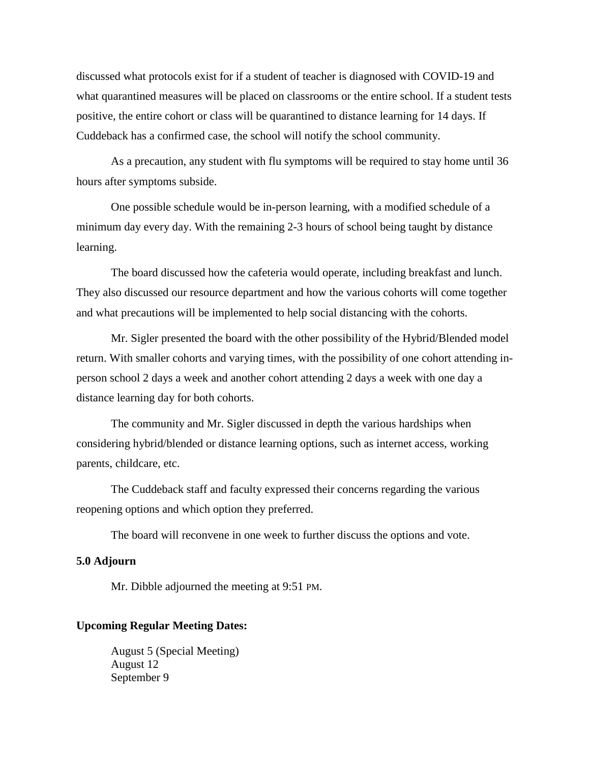discussed what protocols exist for if a student of teacher is diagnosed with COVID-19 and what quarantined measures will be placed on classrooms or the entire school. If a student tests positive, the entire cohort or class will be quarantined to distance learning for 14 days. If Cuddeback has a confirmed case, the school will notify the school community.

As a precaution, any student with flu symptoms will be required to stay home until 36 hours after symptoms subside.

One possible schedule would be in-person learning, with a modified schedule of a minimum day every day. With the remaining 2-3 hours of school being taught by distance learning.

The board discussed how the cafeteria would operate, including breakfast and lunch. They also discussed our resource department and how the various cohorts will come together and what precautions will be implemented to help social distancing with the cohorts.

Mr. Sigler presented the board with the other possibility of the Hybrid/Blended model return. With smaller cohorts and varying times, with the possibility of one cohort attending in-person school 2 days a week and another cohort attending 2 days a week with one day a distance learning day for both cohorts.

The community and Mr. Sigler discussed in depth the various hardships when considering hybrid/blended or distance learning options, such as internet access, working parents, childcare, etc.

The Cuddeback staff and faculty expressed their concerns regarding the various reopening options and which option they preferred.

The board will reconvene in one week to further discuss the options and vote.

**5.0 Adjourn**

Mr. Dibble adjourned the meeting at 9:51 PM.

**Upcoming Regular Meeting Dates:**

August 5 (Special Meeting)
August 12
September 9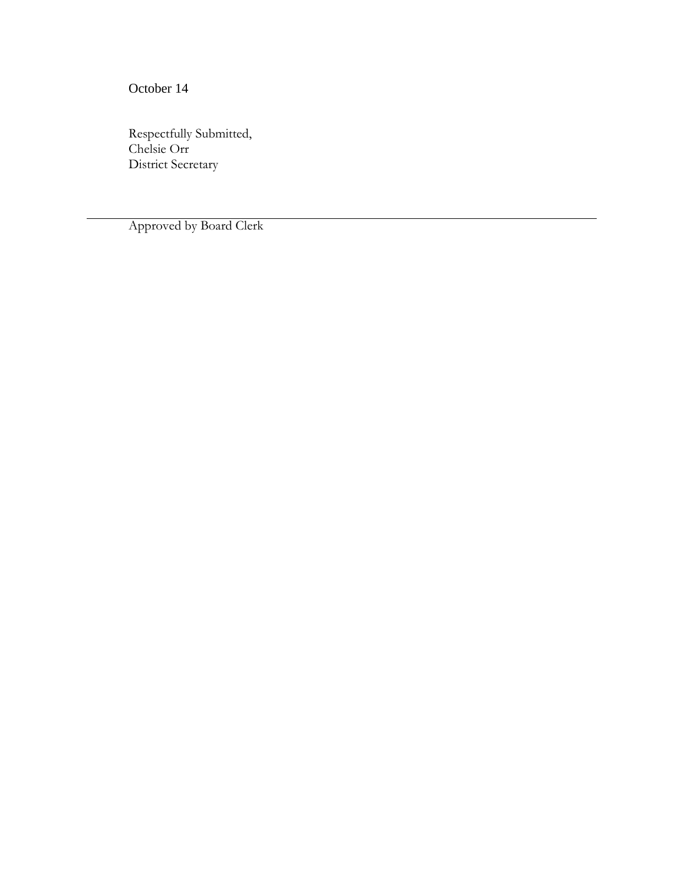October 14

Respectfully Submitted,
Chelsie Orr
District Secretary

---

Approved by Board Clerk